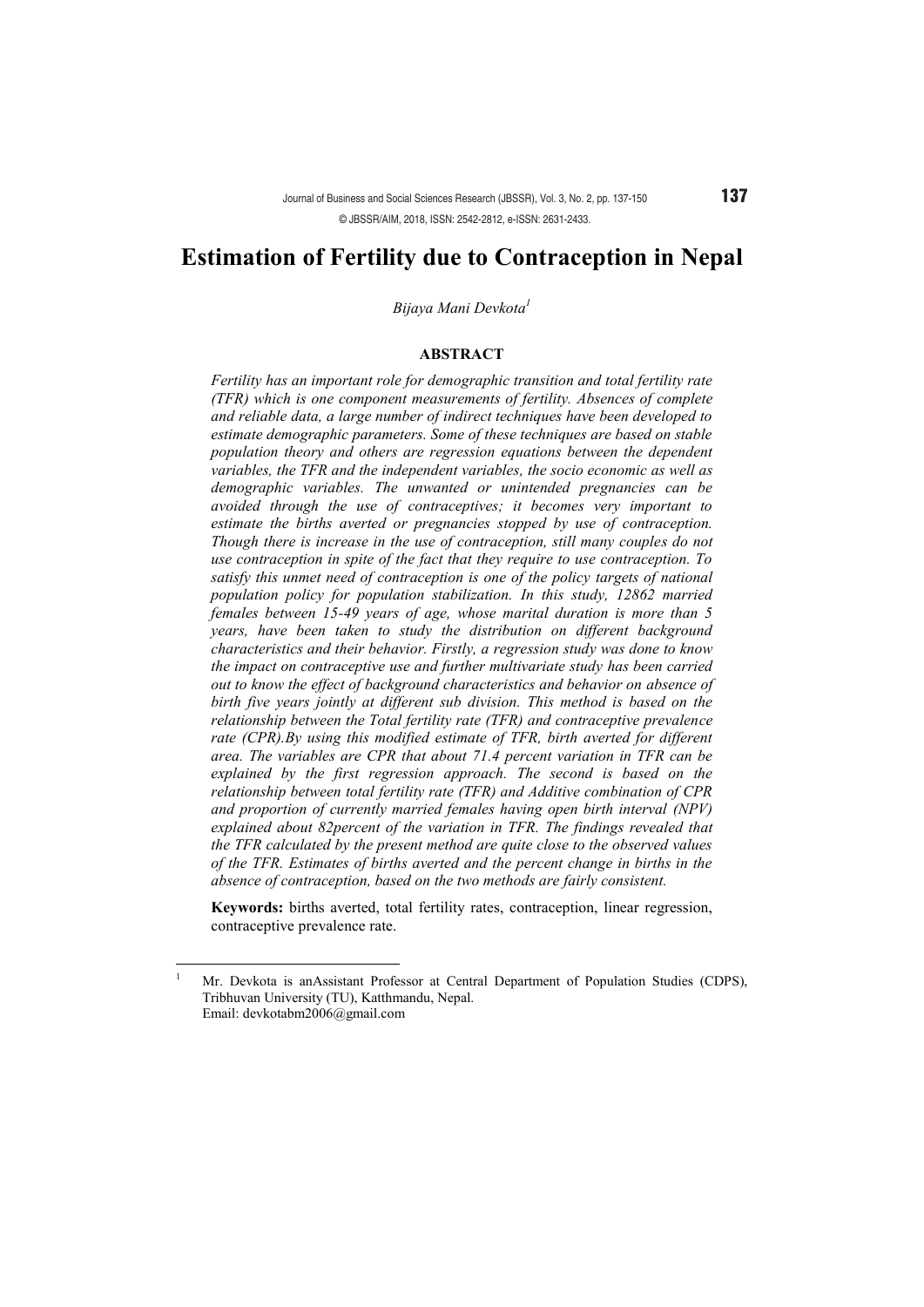# Estimation of Fertility due to Contraception in Nepal

*Bijaya Mani Devkota*[1]

### ABSTRACT

*Fertility has an important role for demographic transition and total fertility rate (TFR) which is one component measurements of fertility. Absences of complete and reliable data, a large number of indirect techniques have been developed to estimate demographic parameters. Some of these techniques are based on stable population theory and others are regression equations between the dependent variables, the TFR and the independent variables, the socio economic as well as demographic variables. The unwanted or unintended pregnancies can be avoided through the use of contraceptives; it becomes very important to estimate the births averted or pregnancies stopped by use of contraception. Though there is increase in the use of contraception, still many couples do not use contraception in spite of the fact that they require to use contraception. To satisfy this unmet need of contraception is one of the policy targets of national population policy for population stabilization. In this study, 12862 married females between 15-49 years of age, whose marital duration is more than 5 years, have been taken to study the distribution on different background characteristics and their behavior. Firstly, a regression study was done to know the impact on contraceptive use and further multivariate study has been carried out to know the effect of background characteristics and behavior on absence of birth five years jointly at different sub division. This method is based on the relationship between the Total fertility rate (TFR) and contraceptive prevalence rate (CPR).By using this modified estimate of TFR, birth averted for different area. The variables are CPR that about 71.4 percent variation in TFR can be explained by the first regression approach. The second is based on the relationship between total fertility rate (TFR) and Additive combination of CPR and proportion of currently married females having open birth interval (NPV) explained about 82percent of the variation in TFR. The findings revealed that the TFR calculated by the present method are quite close to the observed values of the TFR. Estimates of births averted and the percent change in births in the absence of contraception, based on the two methods are fairly consistent.*

**Keywords:** births averted, total fertility rates, contraception, linear regression, contraceptive prevalence rate.

---

[1] Mr. Devkota is anAssistant Professor at Central Department of Population Studies (CDPS), Tribhuvan University (TU), Katthmandu, Nepal. Email: devkotabm2006@gmail.com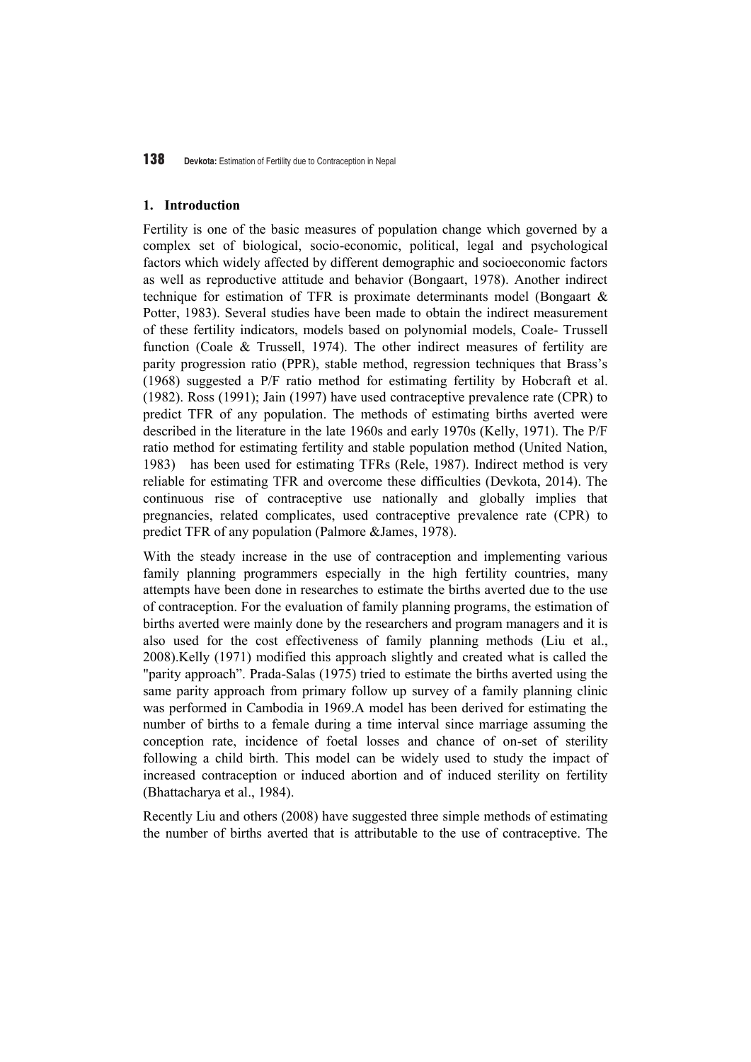## 1. Introduction

Fertility is one of the basic measures of population change which governed by a complex set of biological, socio-economic, political, legal and psychological factors which widely affected by different demographic and socioeconomic factors as well as reproductive attitude and behavior (Bongaart, 1978). Another indirect technique for estimation of TFR is proximate determinants model (Bongaart & Potter, 1983). Several studies have been made to obtain the indirect measurement of these fertility indicators, models based on polynomial models, Coale- Trussell function (Coale & Trussell, 1974). The other indirect measures of fertility are parity progression ratio (PPR), stable method, regression techniques that Brass's (1968) suggested a P/F ratio method for estimating fertility by Hobcraft et al. (1982). Ross (1991); Jain (1997) have used contraceptive prevalence rate (CPR) to predict TFR of any population. The methods of estimating births averted were described in the literature in the late 1960s and early 1970s (Kelly, 1971). The P/F ratio method for estimating fertility and stable population method (United Nation, 1983) has been used for estimating TFRs (Rele, 1987). Indirect method is very reliable for estimating TFR and overcome these difficulties (Devkota, 2014). The continuous rise of contraceptive use nationally and globally implies that pregnancies, related complicates, used contraceptive prevalence rate (CPR) to predict TFR of any population (Palmore &James, 1978).

With the steady increase in the use of contraception and implementing various family planning programmers especially in the high fertility countries, many attempts have been done in researches to estimate the births averted due to the use of contraception. For the evaluation of family planning programs, the estimation of births averted were mainly done by the researchers and program managers and it is also used for the cost effectiveness of family planning methods (Liu et al., 2008).Kelly (1971) modified this approach slightly and created what is called the "parity approach". Prada-Salas (1975) tried to estimate the births averted using the same parity approach from primary follow up survey of a family planning clinic was performed in Cambodia in 1969.A model has been derived for estimating the number of births to a female during a time interval since marriage assuming the conception rate, incidence of foetal losses and chance of on-set of sterility following a child birth. This model can be widely used to study the impact of increased contraception or induced abortion and of induced sterility on fertility (Bhattacharya et al., 1984).

Recently Liu and others (2008) have suggested three simple methods of estimating the number of births averted that is attributable to the use of contraceptive. The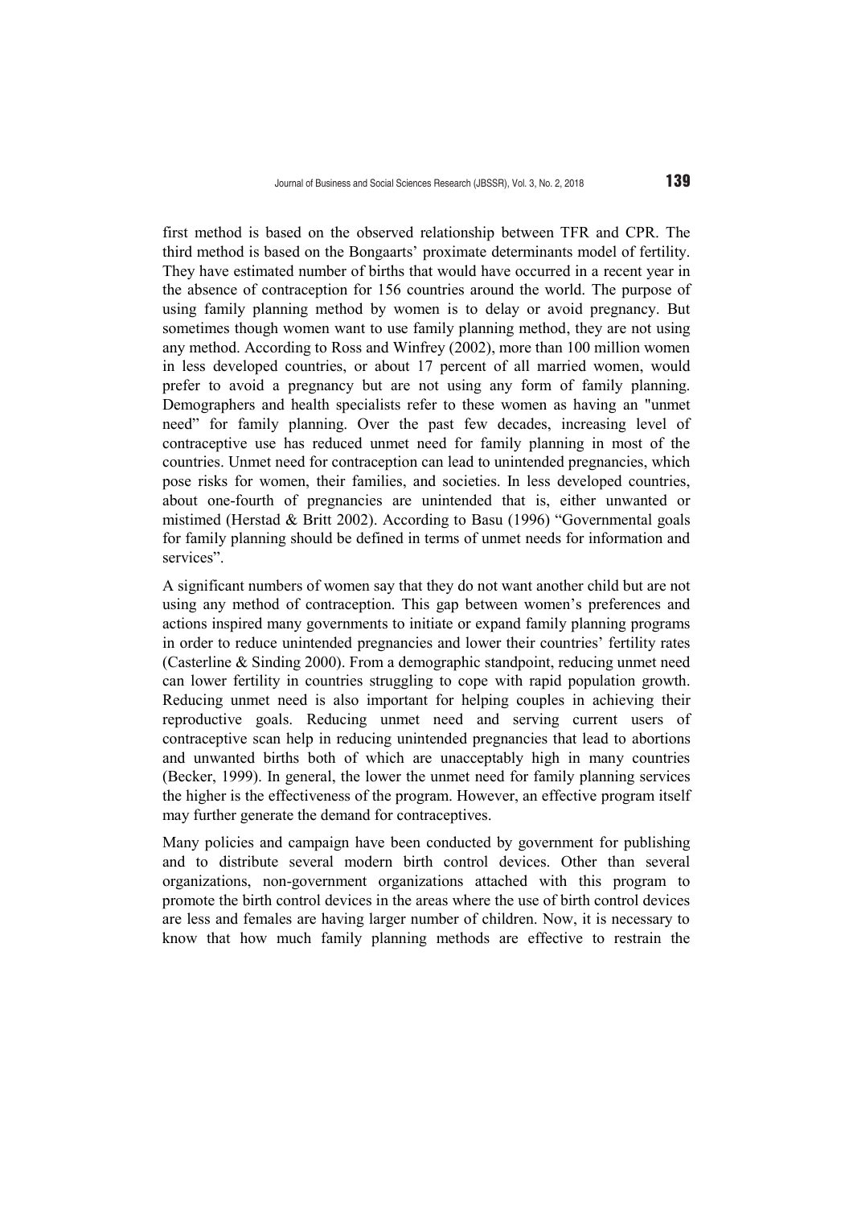first method is based on the observed relationship between TFR and CPR. The third method is based on the Bongaarts' proximate determinants model of fertility. They have estimated number of births that would have occurred in a recent year in the absence of contraception for 156 countries around the world. The purpose of using family planning method by women is to delay or avoid pregnancy. But sometimes though women want to use family planning method, they are not using any method. According to Ross and Winfrey (2002), more than 100 million women in less developed countries, or about 17 percent of all married women, would prefer to avoid a pregnancy but are not using any form of family planning. Demographers and health specialists refer to these women as having an "unmet need" for family planning. Over the past few decades, increasing level of contraceptive use has reduced unmet need for family planning in most of the countries. Unmet need for contraception can lead to unintended pregnancies, which pose risks for women, their families, and societies. In less developed countries, about one-fourth of pregnancies are unintended that is, either unwanted or mistimed (Herstad & Britt 2002). According to Basu (1996) "Governmental goals for family planning should be defined in terms of unmet needs for information and services".

A significant numbers of women say that they do not want another child but are not using any method of contraception. This gap between women's preferences and actions inspired many governments to initiate or expand family planning programs in order to reduce unintended pregnancies and lower their countries' fertility rates (Casterline & Sinding 2000). From a demographic standpoint, reducing unmet need can lower fertility in countries struggling to cope with rapid population growth. Reducing unmet need is also important for helping couples in achieving their reproductive goals. Reducing unmet need and serving current users of contraceptive scan help in reducing unintended pregnancies that lead to abortions and unwanted births both of which are unacceptably high in many countries (Becker, 1999). In general, the lower the unmet need for family planning services the higher is the effectiveness of the program. However, an effective program itself may further generate the demand for contraceptives.

Many policies and campaign have been conducted by government for publishing and to distribute several modern birth control devices. Other than several organizations, non-government organizations attached with this program to promote the birth control devices in the areas where the use of birth control devices are less and females are having larger number of children. Now, it is necessary to know that how much family planning methods are effective to restrain the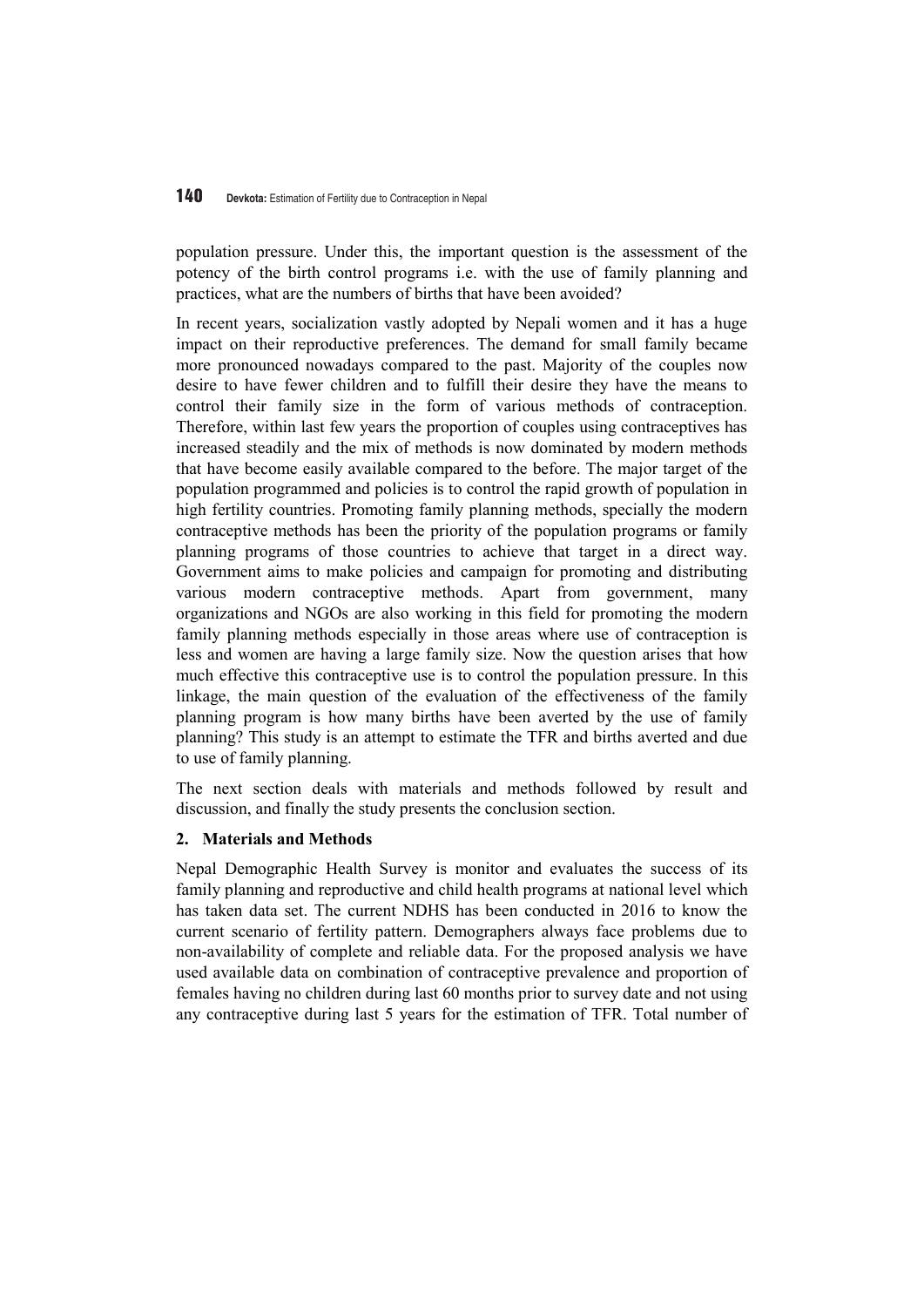population pressure. Under this, the important question is the assessment of the potency of the birth control programs i.e. with the use of family planning and practices, what are the numbers of births that have been avoided?

In recent years, socialization vastly adopted by Nepali women and it has a huge impact on their reproductive preferences. The demand for small family became more pronounced nowadays compared to the past. Majority of the couples now desire to have fewer children and to fulfill their desire they have the means to control their family size in the form of various methods of contraception. Therefore, within last few years the proportion of couples using contraceptives has increased steadily and the mix of methods is now dominated by modern methods that have become easily available compared to the before. The major target of the population programmed and policies is to control the rapid growth of population in high fertility countries. Promoting family planning methods, specially the modern contraceptive methods has been the priority of the population programs or family planning programs of those countries to achieve that target in a direct way. Government aims to make policies and campaign for promoting and distributing various modern contraceptive methods. Apart from government, many organizations and NGOs are also working in this field for promoting the modern family planning methods especially in those areas where use of contraception is less and women are having a large family size. Now the question arises that how much effective this contraceptive use is to control the population pressure. In this linkage, the main question of the evaluation of the effectiveness of the family planning program is how many births have been averted by the use of family planning? This study is an attempt to estimate the TFR and births averted and due to use of family planning.

The next section deals with materials and methods followed by result and discussion, and finally the study presents the conclusion section.

## 2. Materials and Methods

Nepal Demographic Health Survey is monitor and evaluates the success of its family planning and reproductive and child health programs at national level which has taken data set. The current NDHS has been conducted in 2016 to know the current scenario of fertility pattern. Demographers always face problems due to non-availability of complete and reliable data. For the proposed analysis we have used available data on combination of contraceptive prevalence and proportion of females having no children during last 60 months prior to survey date and not using any contraceptive during last 5 years for the estimation of TFR. Total number of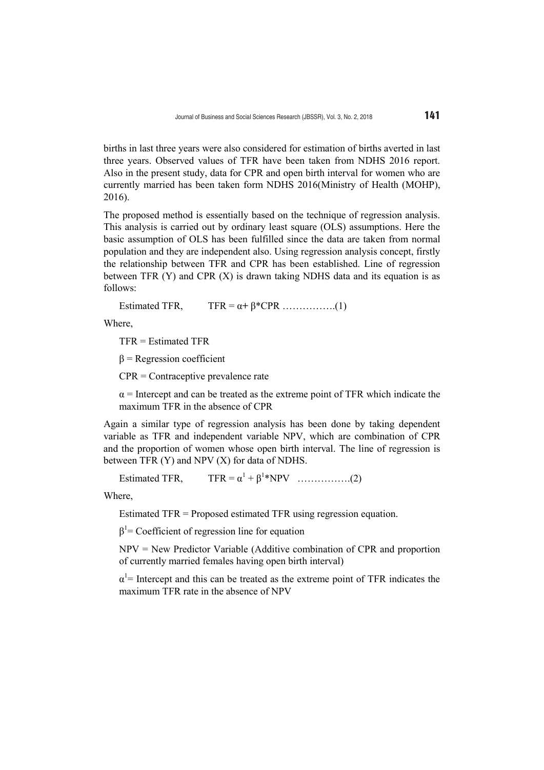births in last three years were also considered for estimation of births averted in last three years. Observed values of TFR have been taken from NDHS 2016 report. Also in the present study, data for CPR and open birth interval for women who are currently married has been taken form NDHS 2016(Ministry of Health (MOHP), 2016).

The proposed method is essentially based on the technique of regression analysis. This analysis is carried out by ordinary least square (OLS) assumptions. Here the basic assumption of OLS has been fulfilled since the data are taken from normal population and they are independent also. Using regression analysis concept, firstly the relationship between TFR and CPR has been established. Line of regression between TFR (Y) and CPR (X) is drawn taking NDHS data and its equation is as follows:

Estimated TFR, $TFR = \alpha + \beta * CPR$ …………….(1)

Where,

TFR = Estimated TFR

$\beta$ = Regression coefficient

CPR = Contraceptive prevalence rate

$\alpha$ = Intercept and can be treated as the extreme point of TFR which indicate the maximum TFR in the absence of CPR

Again a similar type of regression analysis has been done by taking dependent variable as TFR and independent variable NPV, which are combination of CPR and the proportion of women whose open birth interval. The line of regression is between TFR (Y) and NPV (X) for data of NDHS.

Estimated TFR, $TFR = \alpha^1 + \beta^1 * NPV$ …………….(2)

Where,

Estimated TFR = Proposed estimated TFR using regression equation.

$\beta^1$= Coefficient of regression line for equation

NPV = New Predictor Variable (Additive combination of CPR and proportion of currently married females having open birth interval)

$\alpha^1$= Intercept and this can be treated as the extreme point of TFR indicates the maximum TFR rate in the absence of NPV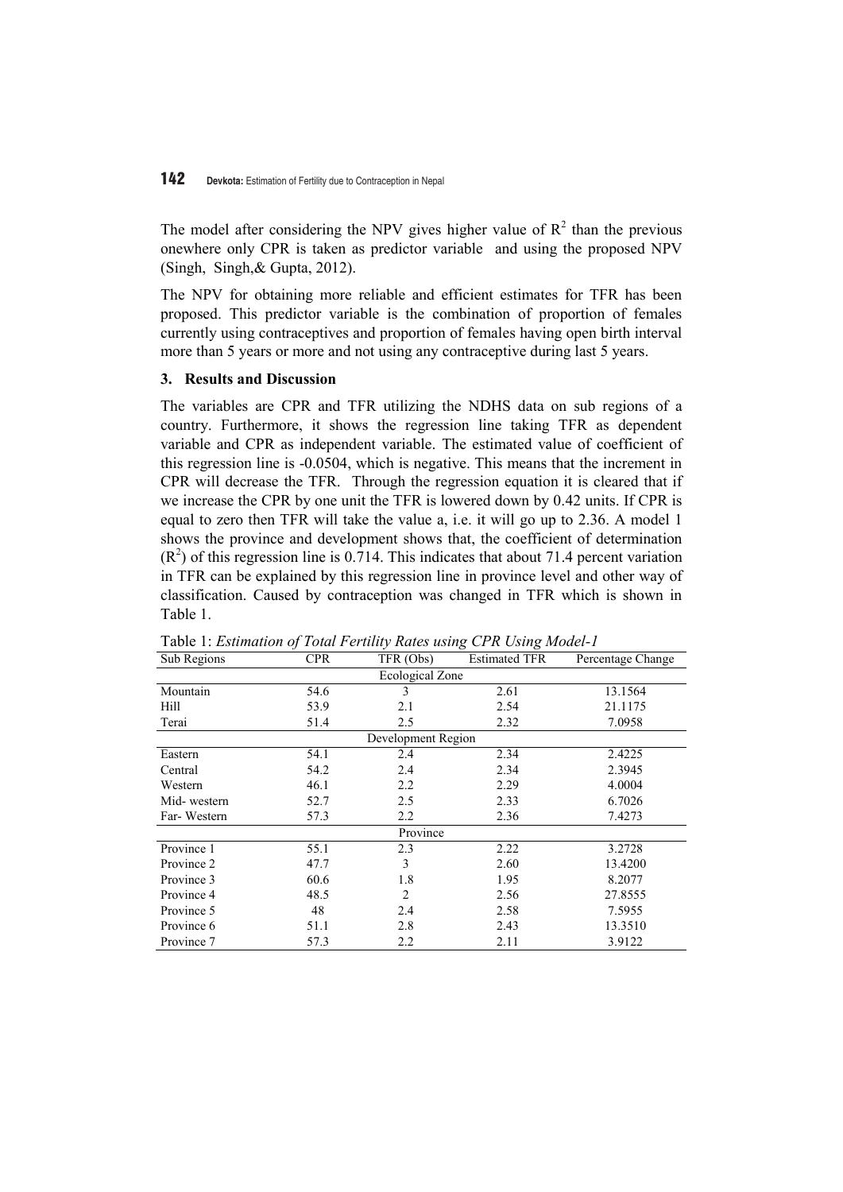The model after considering the NPV gives higher value of $R^2$ than the previous onewhere only CPR is taken as predictor variable and using the proposed NPV (Singh, Singh,& Gupta, 2012).

The NPV for obtaining more reliable and efficient estimates for TFR has been proposed. This predictor variable is the combination of proportion of females currently using contraceptives and proportion of females having open birth interval more than 5 years or more and not using any contraceptive during last 5 years.

### 3. Results and Discussion

The variables are CPR and TFR utilizing the NDHS data on sub regions of a country. Furthermore, it shows the regression line taking TFR as dependent variable and CPR as independent variable. The estimated value of coefficient of this regression line is -0.0504, which is negative. This means that the increment in CPR will decrease the TFR. Through the regression equation it is cleared that if we increase the CPR by one unit the TFR is lowered down by 0.42 units. If CPR is equal to zero then TFR will take the value a, i.e. it will go up to 2.36. A model 1 shows the province and development shows that, the coefficient of determination ($R^2$) of this regression line is 0.714. This indicates that about 71.4 percent variation in TFR can be explained by this regression line in province level and other way of classification. Caused by contraception was changed in TFR which is shown in Table 1.

Table 1: *Estimation of Total Fertility Rates using CPR Using Model-1*

| Sub Regions | CPR | TFR (Obs) | Estimated TFR | Percentage Change |
|---|---|---|---|---|
| | | Ecological Zone | | |
| Mountain | 54.6 | 3 | 2.61 | 13.1564 |
| Hill | 53.9 | 2.1 | 2.54 | 21.1175 |
| Terai | 51.4 | 2.5 | 2.32 | 7.0958 |
| | | Development Region | | |
| Eastern | 54.1 | 2.4 | 2.34 | 2.4225 |
| Central | 54.2 | 2.4 | 2.34 | 2.3945 |
| Western | 46.1 | 2.2 | 2.29 | 4.0004 |
| Mid- western | 52.7 | 2.5 | 2.33 | 6.7026 |
| Far- Western | 57.3 | 2.2 | 2.36 | 7.4273 |
| | | Province | | |
| Province 1 | 55.1 | 2.3 | 2.22 | 3.2728 |
| Province 2 | 47.7 | 3 | 2.60 | 13.4200 |
| Province 3 | 60.6 | 1.8 | 1.95 | 8.2077 |
| Province 4 | 48.5 | 2 | 2.56 | 27.8555 |
| Province 5 | 48 | 2.4 | 2.58 | 7.5955 |
| Province 6 | 51.1 | 2.8 | 2.43 | 13.3510 |
| Province 7 | 57.3 | 2.2 | 2.11 | 3.9122 |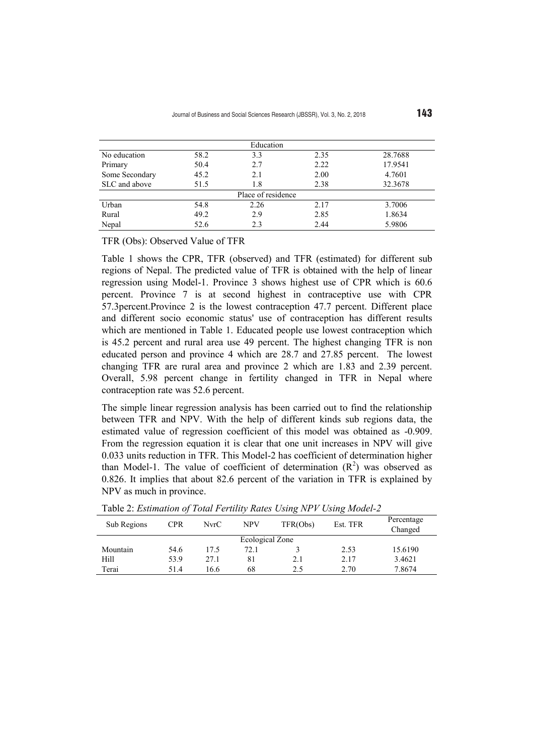| | | Education | | |
|---|---|---|---|---|
| No education | 58.2 | 3.3 | 2.35 | 28.7688 |
| Primary | 50.4 | 2.7 | 2.22 | 17.9541 |
| Some Secondary | 45.2 | 2.1 | 2.00 | 4.7601 |
| SLC and above | 51.5 | 1.8 | 2.38 | 32.3678 |
| | | Place of residence | | |
| Urban | 54.8 | 2.26 | 2.17 | 3.7006 |
| Rural | 49.2 | 2.9 | 2.85 | 1.8634 |
| Nepal | 52.6 | 2.3 | 2.44 | 5.9806 |

TFR (Obs): Observed Value of TFR

Table 1 shows the CPR, TFR (observed) and TFR (estimated) for different sub regions of Nepal. The predicted value of TFR is obtained with the help of linear regression using Model-1. Province 3 shows highest use of CPR which is 60.6 percent. Province 7 is at second highest in contraceptive use with CPR 57.3percent.Province 2 is the lowest contraception 47.7 percent. Different place and different socio economic status' use of contraception has different results which are mentioned in Table 1. Educated people use lowest contraception which is 45.2 percent and rural area use 49 percent. The highest changing TFR is non educated person and province 4 which are 28.7 and 27.85 percent. The lowest changing TFR are rural area and province 2 which are 1.83 and 2.39 percent. Overall, 5.98 percent change in fertility changed in TFR in Nepal where contraception rate was 52.6 percent.

The simple linear regression analysis has been carried out to find the relationship between TFR and NPV. With the help of different kinds sub regions data, the estimated value of regression coefficient of this model was obtained as -0.909. From the regression equation it is clear that one unit increases in NPV will give 0.033 units reduction in TFR. This Model-2 has coefficient of determination higher than Model-1. The value of coefficient of determination ($R^2$) was observed as 0.826. It implies that about 82.6 percent of the variation in TFR is explained by NPV as much in province.

Table 2: *Estimation of Total Fertility Rates Using NPV Using Model-2*

| Sub Regions | CPR | NvrC | NPV | TFR(Obs) | Est. TFR | Percentage Changed |
|---|---|---|---|---|---|---|
| | | | Ecological Zone | | | |
| Mountain | 54.6 | 17.5 | 72.1 | 3 | 2.53 | 15.6190 |
| Hill | 53.9 | 27.1 | 81 | 2.1 | 2.17 | 3.4621 |
| Terai | 51.4 | 16.6 | 68 | 2.5 | 2.70 | 7.8674 |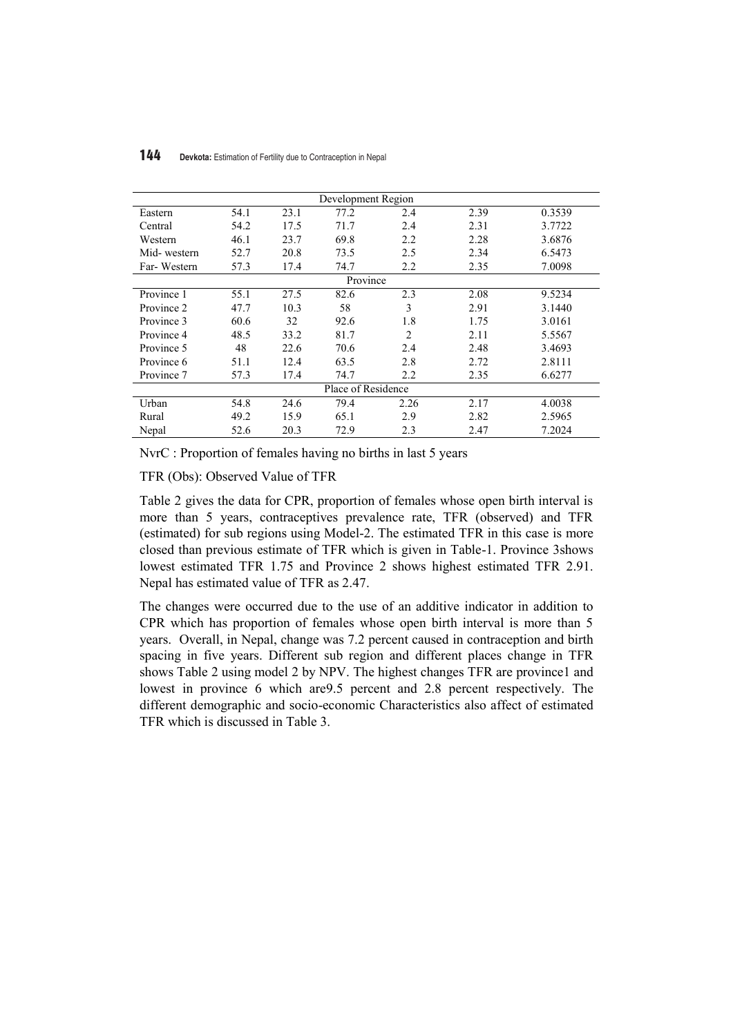| | | | | | | |
|---|---|---|---|---|---|---|
| Development Region | | | | | | |
| Eastern | 54.1 | 23.1 | 77.2 | 2.4 | 2.39 | 0.3539 |
| Central | 54.2 | 17.5 | 71.7 | 2.4 | 2.31 | 3.7722 |
| Western | 46.1 | 23.7 | 69.8 | 2.2 | 2.28 | 3.6876 |
| Mid- western | 52.7 | 20.8 | 73.5 | 2.5 | 2.34 | 6.5473 |
| Far- Western | 57.3 | 17.4 | 74.7 | 2.2 | 2.35 | 7.0098 |
| Province | | | | | | |
| Province 1 | 55.1 | 27.5 | 82.6 | 2.3 | 2.08 | 9.5234 |
| Province 2 | 47.7 | 10.3 | 58 | 3 | 2.91 | 3.1440 |
| Province 3 | 60.6 | 32 | 92.6 | 1.8 | 1.75 | 3.0161 |
| Province 4 | 48.5 | 33.2 | 81.7 | 2 | 2.11 | 5.5567 |
| Province 5 | 48 | 22.6 | 70.6 | 2.4 | 2.48 | 3.4693 |
| Province 6 | 51.1 | 12.4 | 63.5 | 2.8 | 2.72 | 2.8111 |
| Province 7 | 57.3 | 17.4 | 74.7 | 2.2 | 2.35 | 6.6277 |
| Place of Residence | | | | | | |
| Urban | 54.8 | 24.6 | 79.4 | 2.26 | 2.17 | 4.0038 |
| Rural | 49.2 | 15.9 | 65.1 | 2.9 | 2.82 | 2.5965 |
| Nepal | 52.6 | 20.3 | 72.9 | 2.3 | 2.47 | 7.2024 |

NvrC : Proportion of females having no births in last 5 years

TFR (Obs): Observed Value of TFR

Table 2 gives the data for CPR, proportion of females whose open birth interval is more than 5 years, contraceptives prevalence rate, TFR (observed) and TFR (estimated) for sub regions using Model-2. The estimated TFR in this case is more closed than previous estimate of TFR which is given in Table-1. Province 3shows lowest estimated TFR 1.75 and Province 2 shows highest estimated TFR 2.91. Nepal has estimated value of TFR as 2.47.

The changes were occurred due to the use of an additive indicator in addition to CPR which has proportion of females whose open birth interval is more than 5 years. Overall, in Nepal, change was 7.2 percent caused in contraception and birth spacing in five years. Different sub region and different places change in TFR shows Table 2 using model 2 by NPV. The highest changes TFR are province1 and lowest in province 6 which are9.5 percent and 2.8 percent respectively. The different demographic and socio-economic Characteristics also affect of estimated TFR which is discussed in Table 3.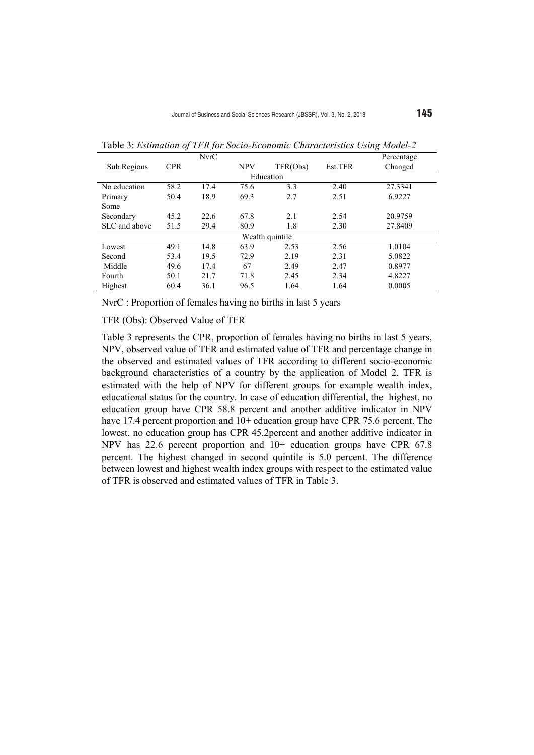Table 3: *Estimation of TFR for Socio-Economic Characteristics Using Model-2*

| Sub Regions | CPR | NvrC | NPV | TFR(Obs) | Est.TFR | Percentage Changed |
|---|---|---|---|---|---|---|
| | | | Education | | | |
| No education | 58.2 | 17.4 | 75.6 | 3.3 | 2.40 | 27.3341 |
| Primary | 50.4 | 18.9 | 69.3 | 2.7 | 2.51 | 6.9227 |
| Some Secondary | 45.2 | 22.6 | 67.8 | 2.1 | 2.54 | 20.9759 |
| SLC and above | 51.5 | 29.4 | 80.9 | 1.8 | 2.30 | 27.8409 |
| | | | Wealth quintile | | | |
| Lowest | 49.1 | 14.8 | 63.9 | 2.53 | 2.56 | 1.0104 |
| Second | 53.4 | 19.5 | 72.9 | 2.19 | 2.31 | 5.0822 |
| Middle | 49.6 | 17.4 | 67 | 2.49 | 2.47 | 0.8977 |
| Fourth | 50.1 | 21.7 | 71.8 | 2.45 | 2.34 | 4.8227 |
| Highest | 60.4 | 36.1 | 96.5 | 1.64 | 1.64 | 0.0005 |

NvrC : Proportion of females having no births in last 5 years

TFR (Obs): Observed Value of TFR

Table 3 represents the CPR, proportion of females having no births in last 5 years, NPV, observed value of TFR and estimated value of TFR and percentage change in the observed and estimated values of TFR according to different socio-economic background characteristics of a country by the application of Model 2. TFR is estimated with the help of NPV for different groups for example wealth index, educational status for the country. In case of education differential, the highest, no education group have CPR 58.8 percent and another additive indicator in NPV have 17.4 percent proportion and 10+ education group have CPR 75.6 percent. The lowest, no education group has CPR 45.2percent and another additive indicator in NPV has 22.6 percent proportion and 10+ education groups have CPR 67.8 percent. The highest changed in second quintile is 5.0 percent. The difference between lowest and highest wealth index groups with respect to the estimated value of TFR is observed and estimated values of TFR in Table 3.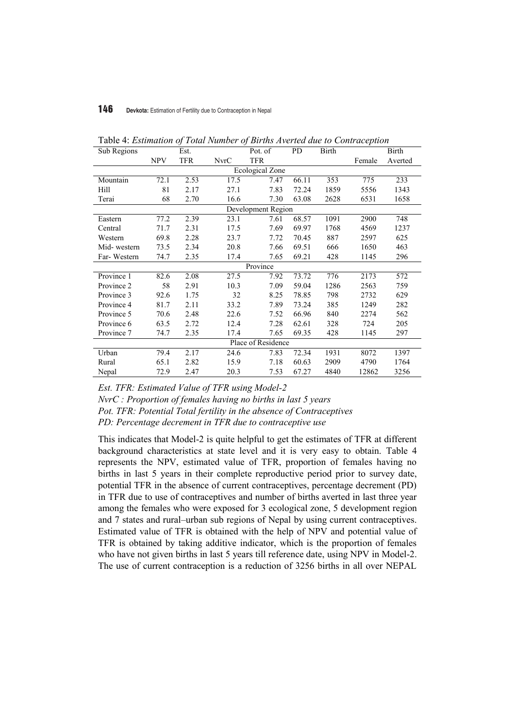Table 4: *Estimation of Total Number of Births Averted due to Contraception*

| Sub Regions | NPV | Est. TFR | NvrC | Pot. of TFR | PD | Birth | Female | Birth Averted |
|---|---|---|---|---|---|---|---|---|
| **Ecological Zone** | | | | | | | | |
| Mountain | 72.1 | 2.53 | 17.5 | 7.47 | 66.11 | 353 | 775 | 233 |
| Hill | 81 | 2.17 | 27.1 | 7.83 | 72.24 | 1859 | 5556 | 1343 |
| Terai | 68 | 2.70 | 16.6 | 7.30 | 63.08 | 2628 | 6531 | 1658 |
| **Development Region** | | | | | | | | |
| Eastern | 77.2 | 2.39 | 23.1 | 7.61 | 68.57 | 1091 | 2900 | 748 |
| Central | 71.7 | 2.31 | 17.5 | 7.69 | 69.97 | 1768 | 4569 | 1237 |
| Western | 69.8 | 2.28 | 23.7 | 7.72 | 70.45 | 887 | 2597 | 625 |
| Mid- western | 73.5 | 2.34 | 20.8 | 7.66 | 69.51 | 666 | 1650 | 463 |
| Far- Western | 74.7 | 2.35 | 17.4 | 7.65 | 69.21 | 428 | 1145 | 296 |
| **Province** | | | | | | | | |
| Province 1 | 82.6 | 2.08 | 27.5 | 7.92 | 73.72 | 776 | 2173 | 572 |
| Province 2 | 58 | 2.91 | 10.3 | 7.09 | 59.04 | 1286 | 2563 | 759 |
| Province 3 | 92.6 | 1.75 | 32 | 8.25 | 78.85 | 798 | 2732 | 629 |
| Province 4 | 81.7 | 2.11 | 33.2 | 7.89 | 73.24 | 385 | 1249 | 282 |
| Province 5 | 70.6 | 2.48 | 22.6 | 7.52 | 66.96 | 840 | 2274 | 562 |
| Province 6 | 63.5 | 2.72 | 12.4 | 7.28 | 62.61 | 328 | 724 | 205 |
| Province 7 | 74.7 | 2.35 | 17.4 | 7.65 | 69.35 | 428 | 1145 | 297 |
| **Place of Residence** | | | | | | | | |
| Urban | 79.4 | 2.17 | 24.6 | 7.83 | 72.34 | 1931 | 8072 | 1397 |
| Rural | 65.1 | 2.82 | 15.9 | 7.18 | 60.63 | 2909 | 4790 | 1764 |
| Nepal | 72.9 | 2.47 | 20.3 | 7.53 | 67.27 | 4840 | 12862 | 3256 |

*Est. TFR: Estimated Value of TFR using Model-2*

*NvrC : Proportion of females having no births in last 5 years*

*Pot. TFR: Potential Total fertility in the absence of Contraceptives*

*PD: Percentage decrement in TFR due to contraceptive use*

This indicates that Model-2 is quite helpful to get the estimates of TFR at different background characteristics at state level and it is very easy to obtain. Table 4 represents the NPV, estimated value of TFR, proportion of females having no births in last 5 years in their complete reproductive period prior to survey date, potential TFR in the absence of current contraceptives, percentage decrement (PD) in TFR due to use of contraceptives and number of births averted in last three year among the females who were exposed for 3 ecological zone, 5 development region and 7 states and rural–urban sub regions of Nepal by using current contraceptives. Estimated value of TFR is obtained with the help of NPV and potential value of TFR is obtained by taking additive indicator, which is the proportion of females who have not given births in last 5 years till reference date, using NPV in Model-2. The use of current contraception is a reduction of 3256 births in all over NEPAL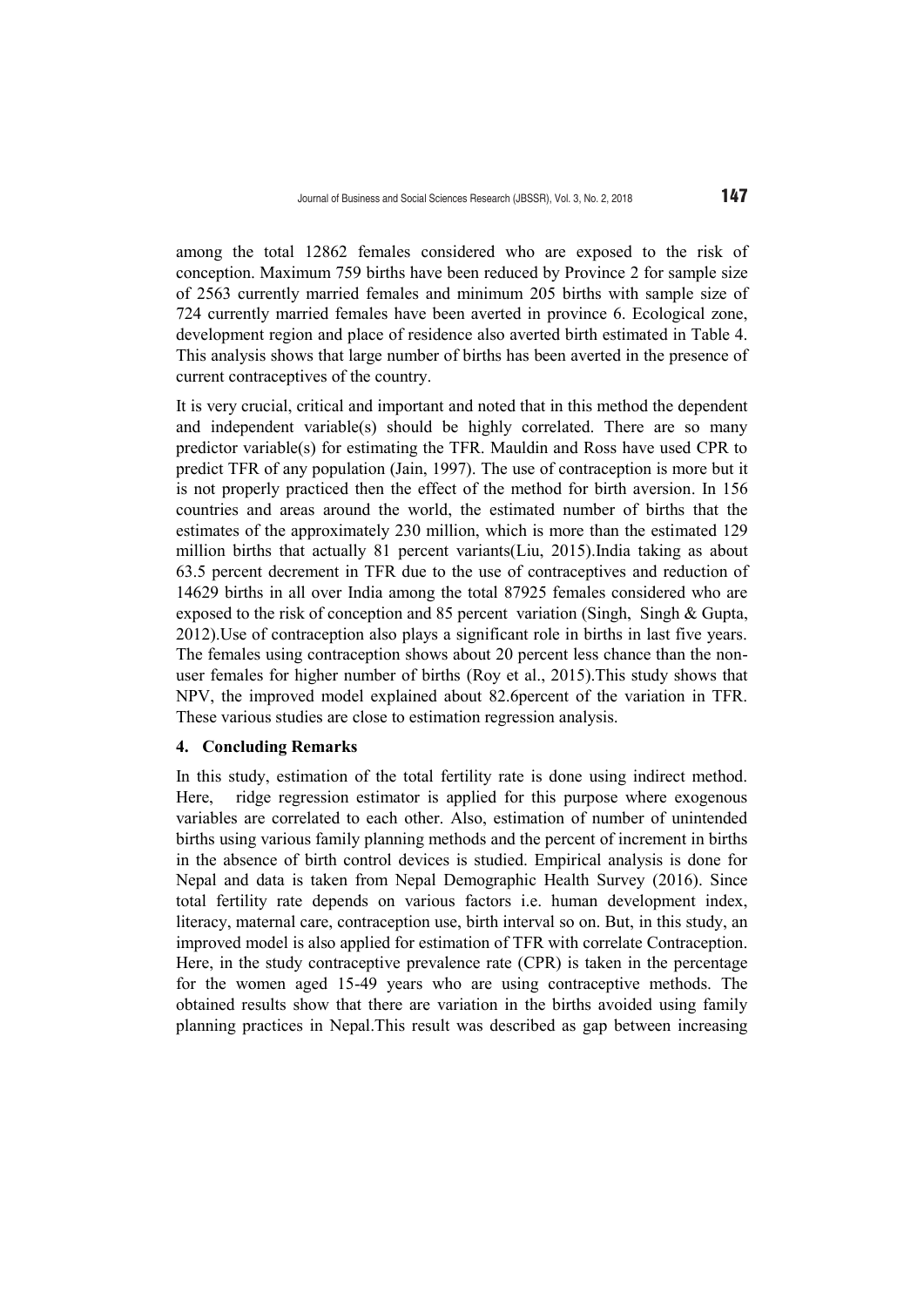among the total 12862 females considered who are exposed to the risk of conception. Maximum 759 births have been reduced by Province 2 for sample size of 2563 currently married females and minimum 205 births with sample size of 724 currently married females have been averted in province 6. Ecological zone, development region and place of residence also averted birth estimated in Table 4. This analysis shows that large number of births has been averted in the presence of current contraceptives of the country.

It is very crucial, critical and important and noted that in this method the dependent and independent variable(s) should be highly correlated. There are so many predictor variable(s) for estimating the TFR. Mauldin and Ross have used CPR to predict TFR of any population (Jain, 1997). The use of contraception is more but it is not properly practiced then the effect of the method for birth aversion. In 156 countries and areas around the world, the estimated number of births that the estimates of the approximately 230 million, which is more than the estimated 129 million births that actually 81 percent variants(Liu, 2015).India taking as about 63.5 percent decrement in TFR due to the use of contraceptives and reduction of 14629 births in all over India among the total 87925 females considered who are exposed to the risk of conception and 85 percent variation (Singh, Singh & Gupta, 2012).Use of contraception also plays a significant role in births in last five years. The females using contraception shows about 20 percent less chance than the non-user females for higher number of births (Roy et al., 2015).This study shows that NPV, the improved model explained about 82.6percent of the variation in TFR. These various studies are close to estimation regression analysis.

## 4. Concluding Remarks

In this study, estimation of the total fertility rate is done using indirect method. Here, ridge regression estimator is applied for this purpose where exogenous variables are correlated to each other. Also, estimation of number of unintended births using various family planning methods and the percent of increment in births in the absence of birth control devices is studied. Empirical analysis is done for Nepal and data is taken from Nepal Demographic Health Survey (2016). Since total fertility rate depends on various factors i.e. human development index, literacy, maternal care, contraception use, birth interval so on. But, in this study, an improved model is also applied for estimation of TFR with correlate Contraception. Here, in the study contraceptive prevalence rate (CPR) is taken in the percentage for the women aged 15-49 years who are using contraceptive methods. The obtained results show that there are variation in the births avoided using family planning practices in Nepal.This result was described as gap between increasing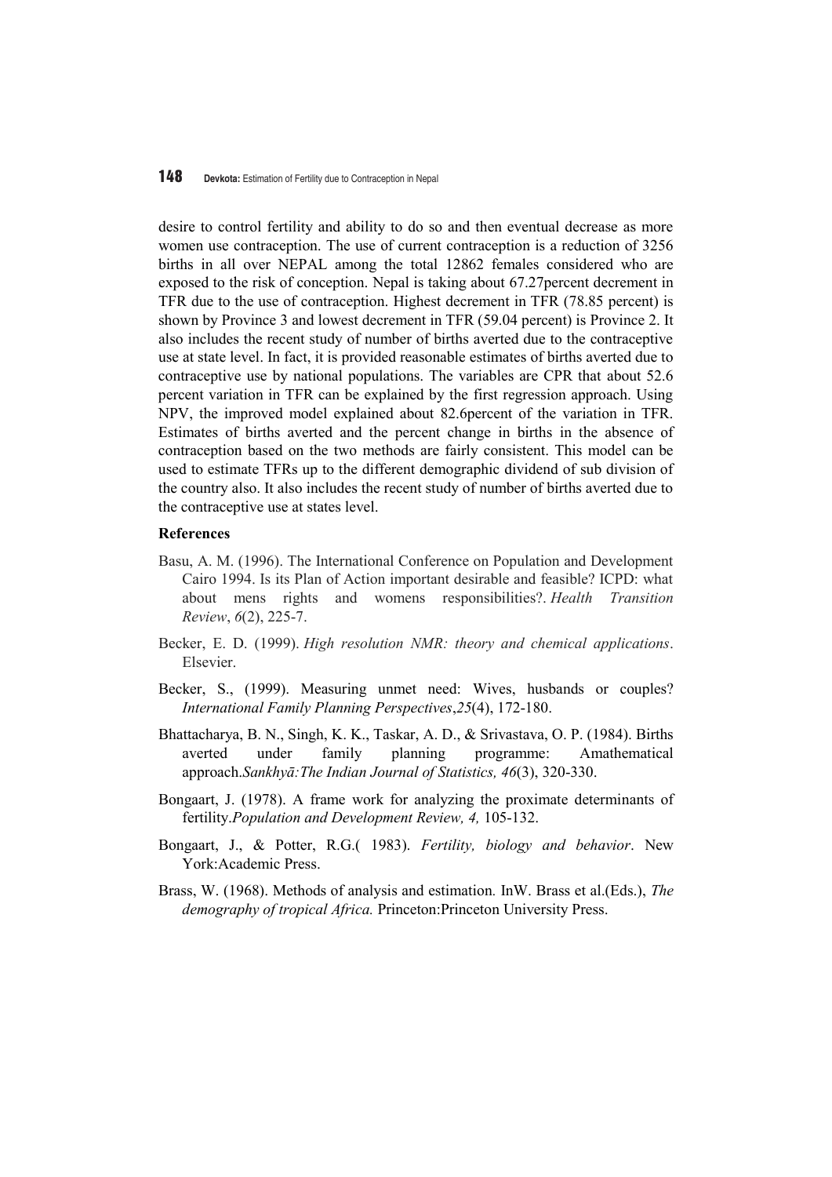desire to control fertility and ability to do so and then eventual decrease as more women use contraception. The use of current contraception is a reduction of 3256 births in all over NEPAL among the total 12862 females considered who are exposed to the risk of conception. Nepal is taking about 67.27percent decrement in TFR due to the use of contraception. Highest decrement in TFR (78.85 percent) is shown by Province 3 and lowest decrement in TFR (59.04 percent) is Province 2. It also includes the recent study of number of births averted due to the contraceptive use at state level. In fact, it is provided reasonable estimates of births averted due to contraceptive use by national populations. The variables are CPR that about 52.6 percent variation in TFR can be explained by the first regression approach. Using NPV, the improved model explained about 82.6percent of the variation in TFR. Estimates of births averted and the percent change in births in the absence of contraception based on the two methods are fairly consistent. This model can be used to estimate TFRs up to the different demographic dividend of sub division of the country also. It also includes the recent study of number of births averted due to the contraceptive use at states level.

## References

Basu, A. M. (1996). The International Conference on Population and Development Cairo 1994. Is its Plan of Action important desirable and feasible? ICPD: what about mens rights and womens responsibilities?. *Health Transition Review*, *6*(2), 225-7.

Becker, E. D. (1999). *High resolution NMR: theory and chemical applications*. Elsevier.

Becker, S., (1999). Measuring unmet need: Wives, husbands or couples? *International Family Planning Perspectives*,*25*(4), 172-180.

Bhattacharya, B. N., Singh, K. K., Taskar, A. D., & Srivastava, O. P. (1984). Births averted under family planning programme: Amathematical approach.*Sankhyā:The Indian Journal of Statistics, 46*(3), 320-330.

Bongaart, J. (1978). A frame work for analyzing the proximate determinants of fertility.*Population and Development Review, 4,* 105-132.

Bongaart, J., & Potter, R.G.( 1983). *Fertility, biology and behavior*. New York:Academic Press.

Brass, W. (1968). Methods of analysis and estimation*.* InW. Brass et al.(Eds.), *The demography of tropical Africa.* Princeton:Princeton University Press.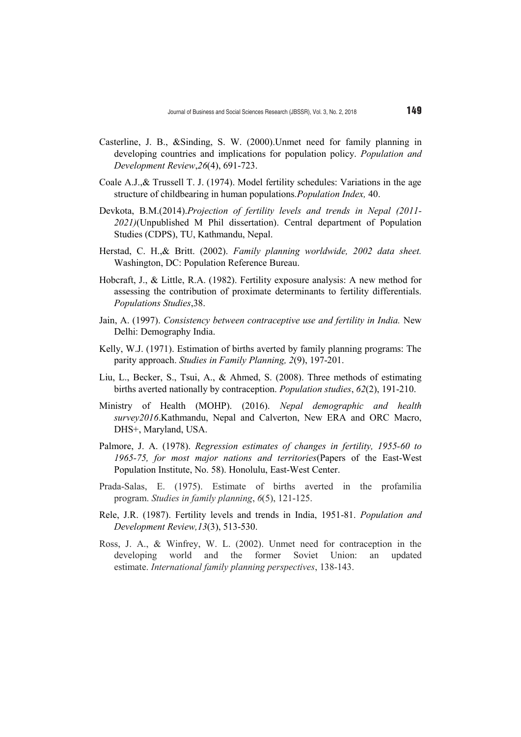Casterline, J. B., &Sinding, S. W. (2000).Unmet need for family planning in developing countries and implications for population policy. *Population and Development Review*,*26*(4), 691-723.

Coale A.J.,& Trussell T. J. (1974). Model fertility schedules: Variations in the age structure of childbearing in human populations.*Population Index,* 40.

Devkota, B.M.(2014).*Projection of fertility levels and trends in Nepal (2011-2021)*(Unpublished M Phil dissertation). Central department of Population Studies (CDPS), TU, Kathmandu, Nepal.

Herstad, C. H.,& Britt. (2002). *Family planning worldwide, 2002 data sheet.* Washington, DC: Population Reference Bureau.

Hobcraft, J., & Little, R.A. (1982). Fertility exposure analysis: A new method for assessing the contribution of proximate determinants to fertility differentials. *Populations Studies*,38.

Jain, A. (1997). *Consistency between contraceptive use and fertility in India.* New Delhi: Demography India.

Kelly, W.J. (1971). Estimation of births averted by family planning programs: The parity approach. *Studies in Family Planning, 2*(9), 197-201.

Liu, L., Becker, S., Tsui, A., & Ahmed, S. (2008). Three methods of estimating births averted nationally by contraception. *Population studies*, *62*(2), 191-210.

Ministry of Health (MOHP). (2016). *Nepal demographic and health survey2016*.Kathmandu, Nepal and Calverton, New ERA and ORC Macro, DHS+, Maryland, USA.

Palmore, J. A. (1978). *Regression estimates of changes in fertility, 1955-60 to 1965-75, for most major nations and territories*(Papers of the East-West Population Institute, No. 58). Honolulu, East-West Center.

Prada-Salas, E. (1975). Estimate of births averted in the profamilia program. *Studies in family planning*, *6*(5), 121-125.

Rele, J.R. (1987). Fertility levels and trends in India, 1951-81. *Population and Development Review,13*(3), 513-530.

Ross, J. A., & Winfrey, W. L. (2002). Unmet need for contraception in the developing world and the former Soviet Union: an updated estimate. *International family planning perspectives*, 138-143.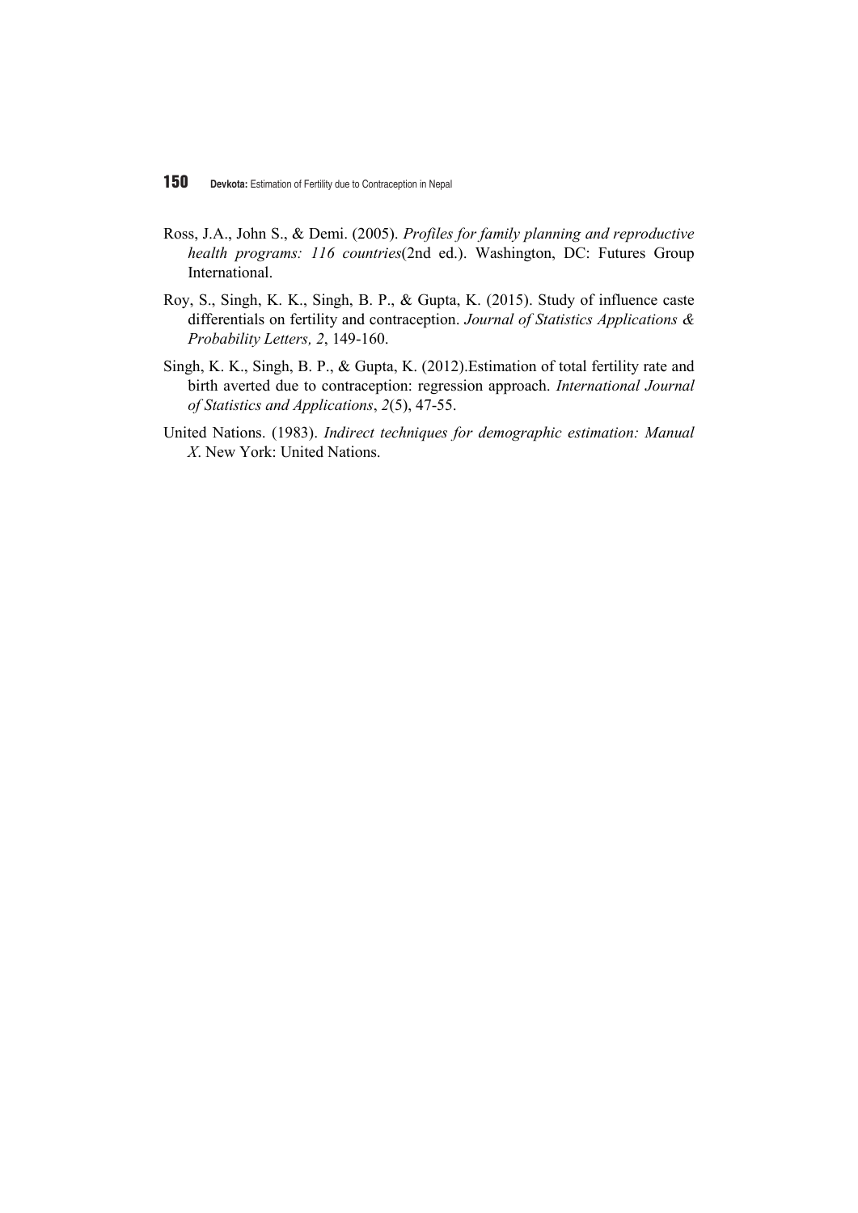Ross, J.A., John S., & Demi. (2005). *Profiles for family planning and reproductive health programs: 116 countries*(2nd ed.). Washington, DC: Futures Group International.

Roy, S., Singh, K. K., Singh, B. P., & Gupta, K. (2015). Study of influence caste differentials on fertility and contraception. *Journal of Statistics Applications & Probability Letters, 2*, 149-160.

Singh, K. K., Singh, B. P., & Gupta, K. (2012).Estimation of total fertility rate and birth averted due to contraception: regression approach. *International Journal of Statistics and Applications*, *2*(5), 47-55.

United Nations. (1983). *Indirect techniques for demographic estimation: Manual X*. New York: United Nations.